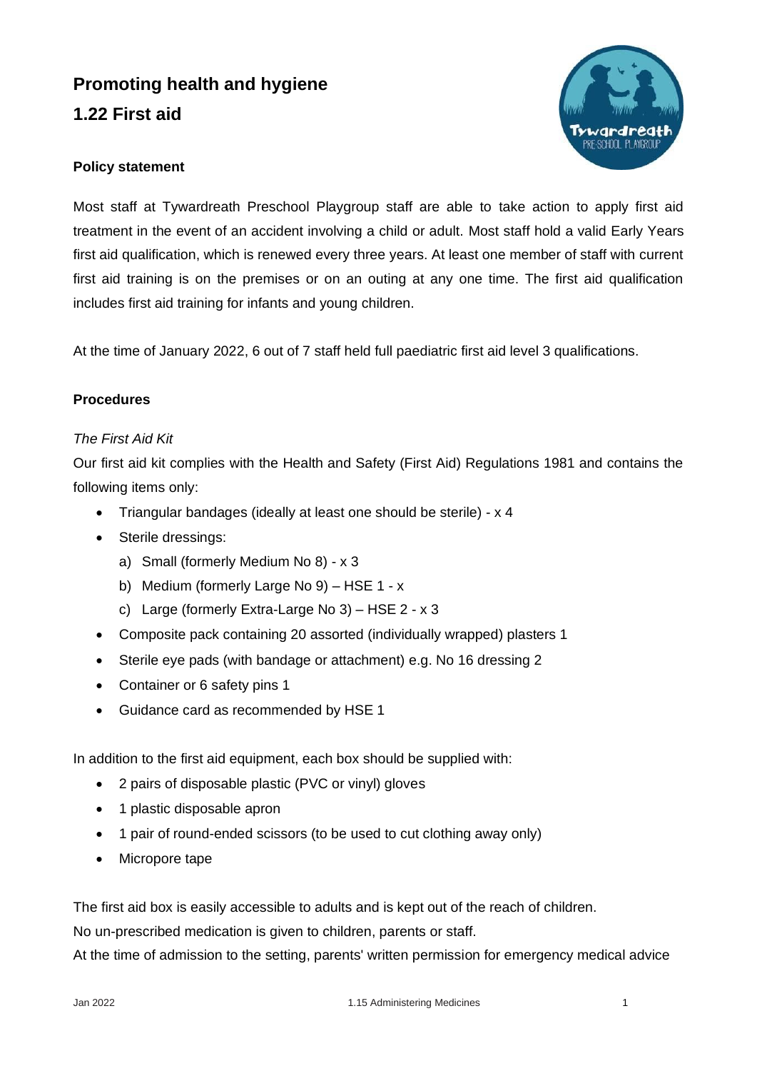# Promoting health and hygiene

# 1.22 First aid

### Policy statement

Most staff at Tywardreath Preschool Playgroup staff are able to take action to apply first aid treatment in the event of an accident involving a child or adult. Most staff hold a valid Early Years first aid qualification, which is renewed every three years. At least one member of staff with current first aid training is on the premises or on an outing at any one time. The first aid qualification includes first aid training for infants and young children.

At the time of January 2022, 6 out of 7 staff held full paediatric first aid level 3 qualifications.

### Procedures

*The First Aid Kit*

Our first aid kit complies with the Health and Safety (First Aid) Regulations 1981 and contains the following items only:

- Triangular bandages (ideally at least one should be sterile) - x 4
- Sterile dressings:
  a) Small (formerly Medium No 8) - x 3
  b) Medium (formerly Large No 9) – HSE 1 - x
  c) Large (formerly Extra-Large No 3) – HSE 2 - x 3
- Composite pack containing 20 assorted (individually wrapped) plasters 1
- Sterile eye pads (with bandage or attachment) e.g. No 16 dressing 2
- Container or 6 safety pins 1
- Guidance card as recommended by HSE 1

In addition to the first aid equipment, each box should be supplied with:

- 2 pairs of disposable plastic (PVC or vinyl) gloves
- 1 plastic disposable apron
- 1 pair of round-ended scissors (to be used to cut clothing away only)
- Micropore tape

The first aid box is easily accessible to adults and is kept out of the reach of children.
No un-prescribed medication is given to children, parents or staff.
At the time of admission to the setting, parents' written permission for emergency medical advice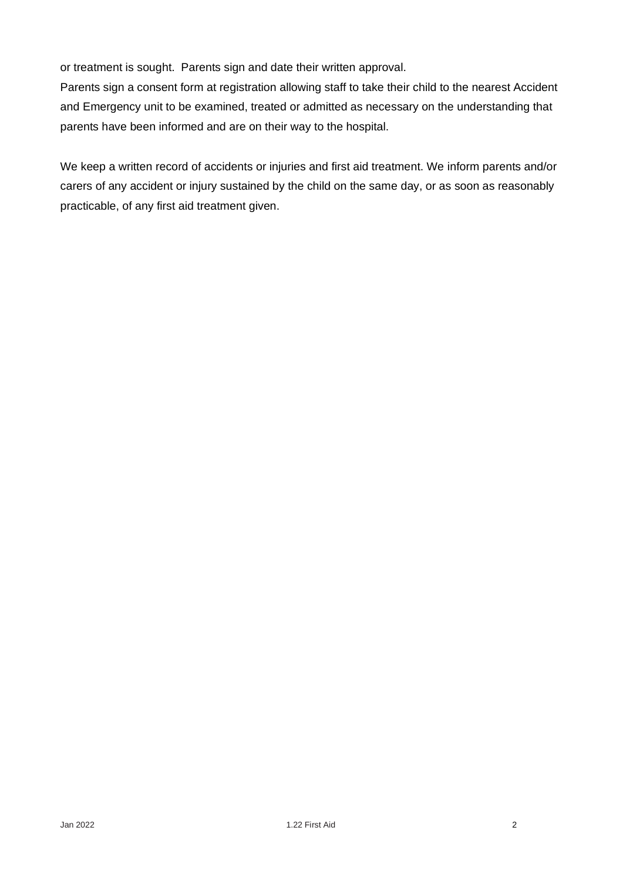or treatment is sought. Parents sign and date their written approval.
Parents sign a consent form at registration allowing staff to take their child to the nearest Accident and Emergency unit to be examined, treated or admitted as necessary on the understanding that parents have been informed and are on their way to the hospital.

We keep a written record of accidents or injuries and first aid treatment. We inform parents and/or carers of any accident or injury sustained by the child on the same day, or as soon as reasonably practicable, of any first aid treatment given.